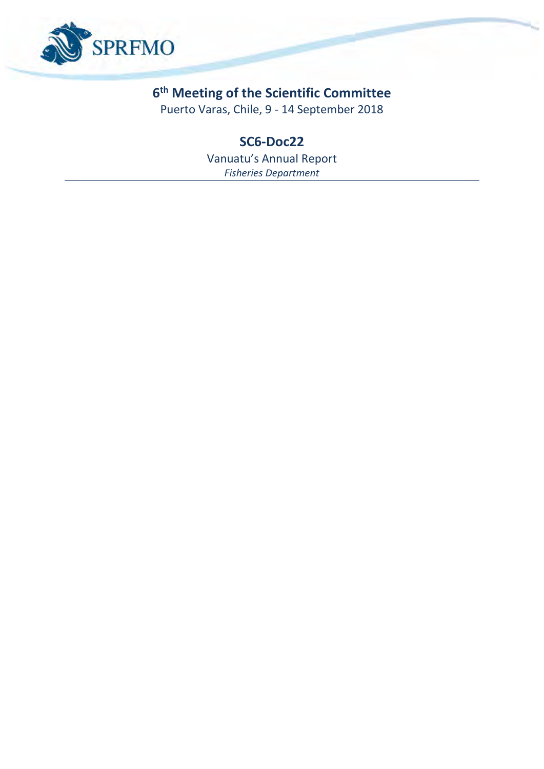SPRFMO

# 6th Meeting of the Scientific Committee

Puerto Varas, Chile, 9 - 14 September 2018

## SC6-Doc22

Vanuatu's Annual Report

*Fisheries Department*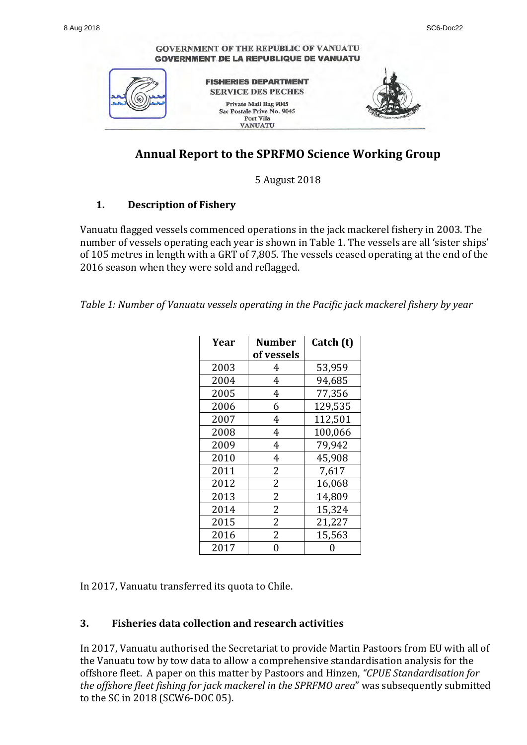GOVERNMENT OF THE REPUBLIC OF VANUATU
GOVERNMENT DE LA REPUBLIQUE DE VANUATU

FISHERIES DEPARTMENT
SERVICE DES PECHES

Private Mail Bag 9045
Sac Postale Prive No. 9045
Port Vila
VANUATU

# Annual Report to the SPRFMO Science Working Group

5 August 2018

## 1. Description of Fishery

Vanuatu flagged vessels commenced operations in the jack mackerel fishery in 2003. The number of vessels operating each year is shown in Table 1. The vessels are all 'sister ships' of 105 metres in length with a GRT of 7,805. The vessels ceased operating at the end of the 2016 season when they were sold and reflagged.

*Table 1: Number of Vanuatu vessels operating in the Pacific jack mackerel fishery by year*

| Year | Number of vessels | Catch (t) |
|---|---|---|
| 2003 | 4 | 53,959 |
| 2004 | 4 | 94,685 |
| 2005 | 4 | 77,356 |
| 2006 | 6 | 129,535 |
| 2007 | 4 | 112,501 |
| 2008 | 4 | 100,066 |
| 2009 | 4 | 79,942 |
| 2010 | 4 | 45,908 |
| 2011 | 2 | 7,617 |
| 2012 | 2 | 16,068 |
| 2013 | 2 | 14,809 |
| 2014 | 2 | 15,324 |
| 2015 | 2 | 21,227 |
| 2016 | 2 | 15,563 |
| 2017 | 0 | 0 |

In 2017, Vanuatu transferred its quota to Chile.

## 3. Fisheries data collection and research activities

In 2017, Vanuatu authorised the Secretariat to provide Martin Pastoors from EU with all of the Vanuatu tow by tow data to allow a comprehensive standardisation analysis for the offshore fleet. A paper on this matter by Pastoors and Hinzen, *"CPUE Standardisation for the offshore fleet fishing for jack mackerel in the SPRFMO area*" was subsequently submitted to the SC in 2018 (SCW6-DOC 05).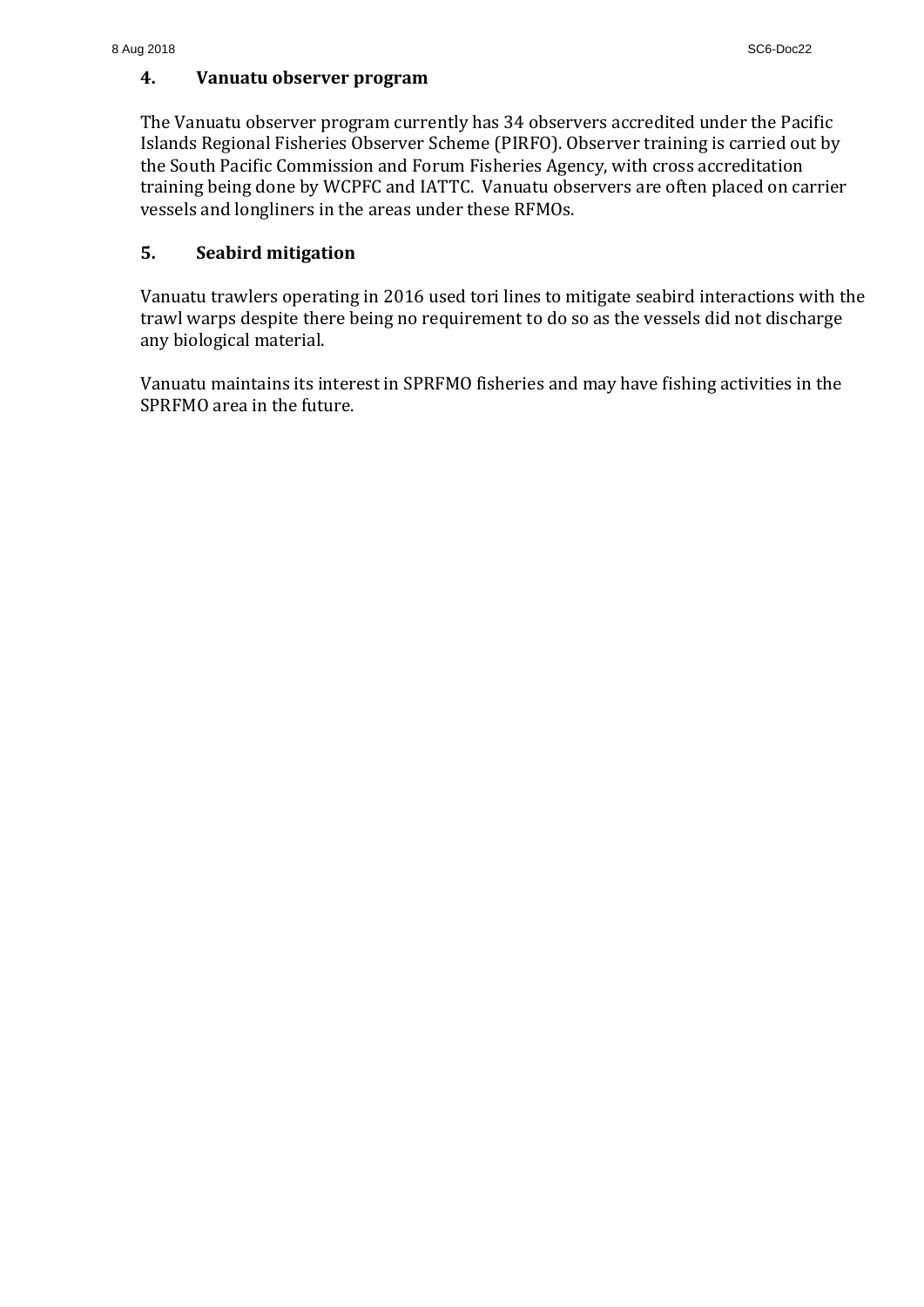## 4. Vanuatu observer program

The Vanuatu observer program currently has 34 observers accredited under the Pacific Islands Regional Fisheries Observer Scheme (PIRFO). Observer training is carried out by the South Pacific Commission and Forum Fisheries Agency, with cross accreditation training being done by WCPFC and IATTC. Vanuatu observers are often placed on carrier vessels and longliners in the areas under these RFMOs.

## 5. Seabird mitigation

Vanuatu trawlers operating in 2016 used tori lines to mitigate seabird interactions with the trawl warps despite there being no requirement to do so as the vessels did not discharge any biological material.

Vanuatu maintains its interest in SPRFMO fisheries and may have fishing activities in the SPRFMO area in the future.